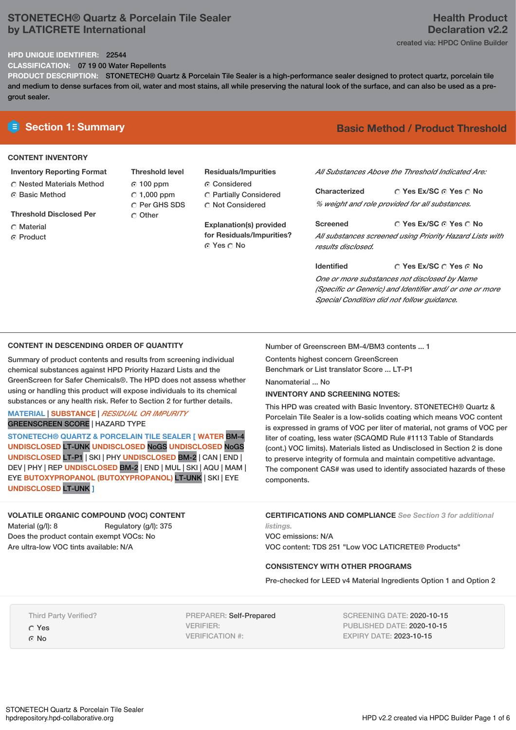# STONETECH® Quartz & Porcelain Tile Sealer by LATICRETE International

**Health Product Declaration v2.2**

created via: HPDC Online Builder

**HPD UNIQUE IDENTIFIER:** 22544

**CLASSIFICATION:** 07 19 00 Water Repellents

**PRODUCT DESCRIPTION:** STONETECH® Quartz & Porcelain Tile Sealer is a high-performance sealer designed to protect quartz, porcelain tile and medium to dense surfaces from oil, water and most stains, all while preserving the natural look of the surface, and can also be used as a pre-grout sealer.

## Section 1: Summary

**Basic Method / Product Threshold**

### CONTENT INVENTORY

**Inventory Reporting Format**
- ○ Nested Materials Method
- ◉ Basic Method

**Threshold Disclosed Per**
- ○ Material
- ◉ Product

**Threshold level**
- ◉ 100 ppm
- ○ 1,000 ppm
- ○ Per GHS SDS
- ○ Other

**Residuals/Impurities**
- ◉ Considered
- ○ Partially Considered
- ○ Not Considered

**Explanation(s) provided for Residuals/Impurities?**
◉ Yes ○ No

*All Substances Above the Threshold Indicated Are:*

**Characterized** ○ Yes Ex/SC ◉ Yes ○ No
*% weight and role provided for all substances.*

**Screened** ○ Yes Ex/SC ◉ Yes ○ No
*All substances screened using Priority Hazard Lists with results disclosed.*

**Identified** ○ Yes Ex/SC ○ Yes ◉ No
*One or more substances not disclosed by Name (Specific or Generic) and Identifier and/ or one or more Special Condition did not follow guidance.*

### CONTENT IN DESCENDING ORDER OF QUANTITY

Summary of product contents and results from screening individual chemical substances against HPD Priority Hazard Lists and the GreenScreen for Safer Chemicals®. The HPD does not assess whether using or handling this product will expose individuals to its chemical substances or any health risk. Refer to Section 2 for further details.

MATERIAL | SUBSTANCE | *RESIDUAL OR IMPURITY*
GREENSCREEN SCORE | HAZARD TYPE

STONETECH® QUARTZ & PORCELAIN TILE SEALER [ WATER BM-4 UNDISCLOSED LT-UNK UNDISCLOSED NoGS UNDISCLOSED NoGS UNDISCLOSED LT-P1 | SKI | PHY UNDISCLOSED BM-2 | CAN | END | DEV | PHY | REP UNDISCLOSED BM-2 | END | MUL | SKI | AQU | MAM | EYE BUTOXYPROPANOL (BUTOXYPROPANOL) LT-UNK | SKI | EYE UNDISCLOSED LT-UNK ]

Number of Greenscreen BM-4/BM3 contents ... 1

Contents highest concern GreenScreen Benchmark or List translator Score ... LT-P1

Nanomaterial ... No

**INVENTORY AND SCREENING NOTES:**

This HPD was created with Basic Inventory. STONETECH® Quartz & Porcelain Tile Sealer is a low-solids coating which means VOC content is expressed in grams of VOC per liter of material, not grams of VOC per liter of coating, less water (SCAQMD Rule #1113 Table of Standards (cont.) VOC limits). Materials listed as Undisclosed in Section 2 is done to preserve integrity of formula and maintain competitive advantage. The component CAS# was used to identify associated hazards of these components.

### VOLATILE ORGANIC COMPOUND (VOC) CONTENT

Material (g/l): 8    Regulatory (g/l): 375

Does the product contain exempt VOCs: No

Are ultra-low VOC tints available: N/A

### CERTIFICATIONS AND COMPLIANCE *See Section 3 for additional listings.*

VOC emissions: N/A

VOC content: TDS 251 "Low VOC LATICRETE® Products"

### CONSISTENCY WITH OTHER PROGRAMS

Pre-checked for LEED v4 Material Ingredients Option 1 and Option 2

Third Party Verified?
- ○ Yes
- ◉ No

PREPARER: Self-Prepared
VERIFIER:
VERIFICATION #:

SCREENING DATE: 2020-10-15
PUBLISHED DATE: 2020-10-15
EXPIRY DATE: 2023-10-15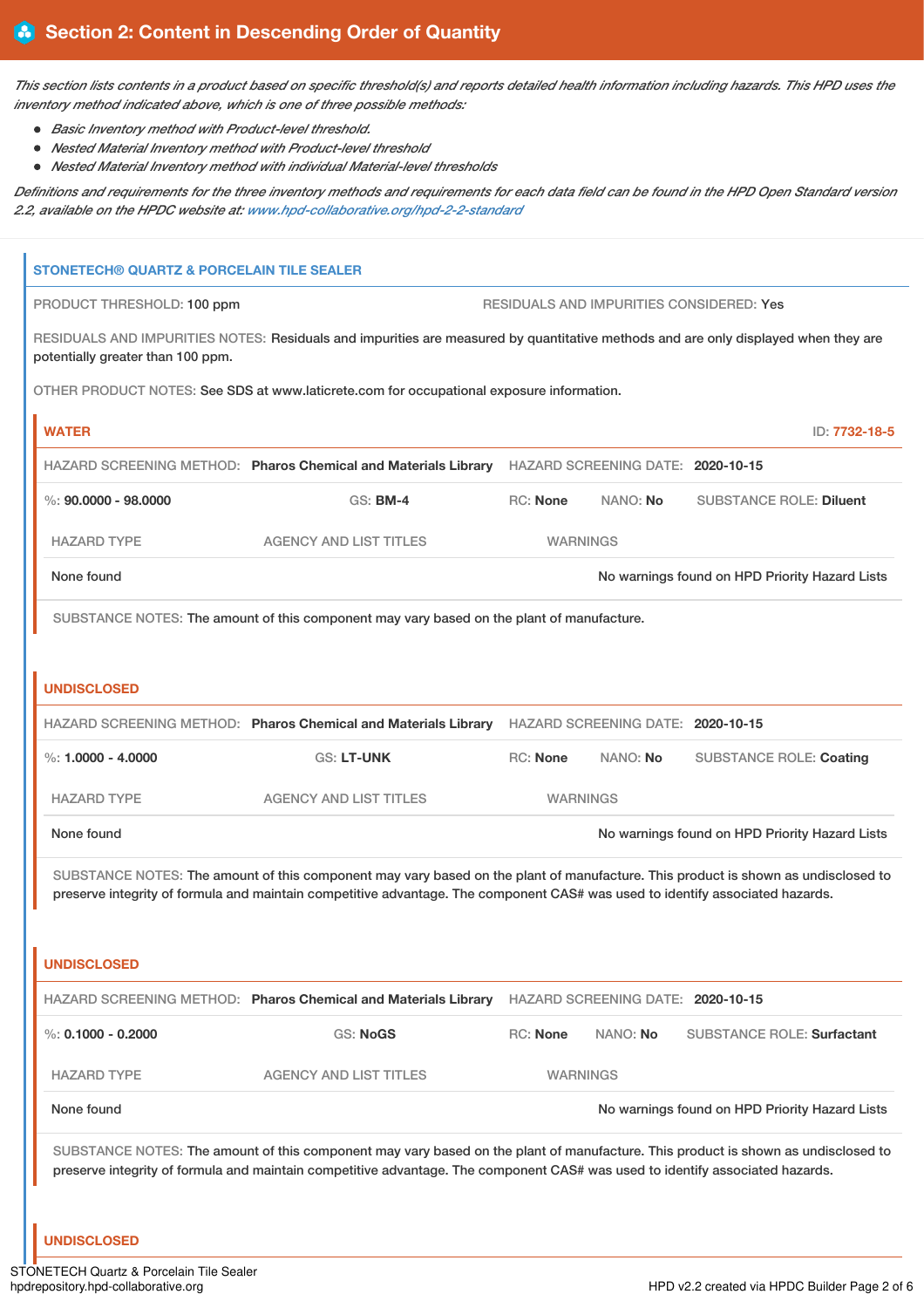## Section 2: Content in Descending Order of Quantity

*This section lists contents in a product based on specific threshold(s) and reports detailed health information including hazards. This HPD uses the inventory method indicated above, which is one of three possible methods:*

- *Basic Inventory method with Product-level threshold.*
- *Nested Material Inventory method with Product-level threshold*
- *Nested Material Inventory method with individual Material-level thresholds*

*Definitions and requirements for the three inventory methods and requirements for each data field can be found in the HPD Open Standard version 2.2, available on the HPDC website at: www.hpd-collaborative.org/hpd-2-2-standard*

### STONETECH® QUARTZ & PORCELAIN TILE SEALER

PRODUCT THRESHOLD: 100 ppm

RESIDUALS AND IMPURITIES CONSIDERED: Yes

RESIDUALS AND IMPURITIES NOTES: Residuals and impurities are measured by quantitative methods and are only displayed when they are potentially greater than 100 ppm.

OTHER PRODUCT NOTES: See SDS at www.laticrete.com for occupational exposure information.

#### WATER

ID: 7732-18-5

HAZARD SCREENING METHOD: **Pharos Chemical and Materials Library** HAZARD SCREENING DATE: **2020-10-15**

%: **90.0000 - 98.0000** GS: **BM-4** RC: **None** NANO: **No** SUBSTANCE ROLE: **Diluent**

| HAZARD TYPE | AGENCY AND LIST TITLES | WARNINGS |
|---|---|---|
| None found | | No warnings found on HPD Priority Hazard Lists |

SUBSTANCE NOTES: The amount of this component may vary based on the plant of manufacture.

#### UNDISCLOSED

HAZARD SCREENING METHOD: **Pharos Chemical and Materials Library** HAZARD SCREENING DATE: **2020-10-15**

%: **1.0000 - 4.0000** GS: **LT-UNK** RC: **None** NANO: **No** SUBSTANCE ROLE: **Coating**

| HAZARD TYPE | AGENCY AND LIST TITLES | WARNINGS |
|---|---|---|
| None found | | No warnings found on HPD Priority Hazard Lists |

SUBSTANCE NOTES: The amount of this component may vary based on the plant of manufacture. This product is shown as undisclosed to preserve integrity of formula and maintain competitive advantage. The component CAS# was used to identify associated hazards.

#### UNDISCLOSED

HAZARD SCREENING METHOD: **Pharos Chemical and Materials Library** HAZARD SCREENING DATE: **2020-10-15**

%: **0.1000 - 0.2000** GS: **NoGS** RC: **None** NANO: **No** SUBSTANCE ROLE: **Surfactant**

| HAZARD TYPE | AGENCY AND LIST TITLES | WARNINGS |
|---|---|---|
| None found | | No warnings found on HPD Priority Hazard Lists |

SUBSTANCE NOTES: The amount of this component may vary based on the plant of manufacture. This product is shown as undisclosed to preserve integrity of formula and maintain competitive advantage. The component CAS# was used to identify associated hazards.

#### UNDISCLOSED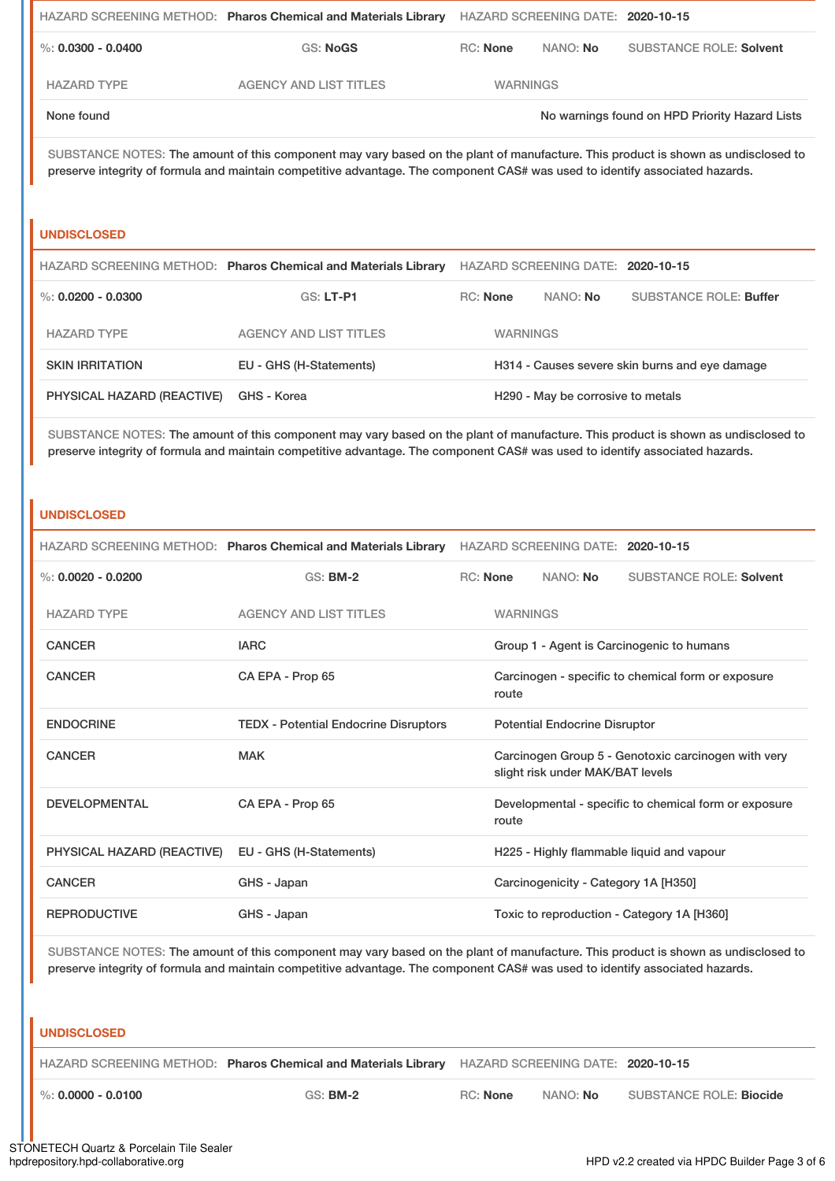HAZARD SCREENING METHOD: **Pharos Chemical and Materials Library** HAZARD SCREENING DATE: **2020-10-15**

%: **0.0300 - 0.0400** GS: **NoGS** RC: **None** NANO: **No** SUBSTANCE ROLE: **Solvent**

| HAZARD TYPE | AGENCY AND LIST TITLES | WARNINGS |
|---|---|---|
| None found | | No warnings found on HPD Priority Hazard Lists |

SUBSTANCE NOTES: The amount of this component may vary based on the plant of manufacture. This product is shown as undisclosed to preserve integrity of formula and maintain competitive advantage. The component CAS# was used to identify associated hazards.

## UNDISCLOSED

HAZARD SCREENING METHOD: **Pharos Chemical and Materials Library** HAZARD SCREENING DATE: **2020-10-15**

%: **0.0200 - 0.0300** GS: **LT-P1** RC: **None** NANO: **No** SUBSTANCE ROLE: **Buffer**

| HAZARD TYPE | AGENCY AND LIST TITLES | WARNINGS |
|---|---|---|
| SKIN IRRITATION | EU - GHS (H-Statements) | H314 - Causes severe skin burns and eye damage |
| PHYSICAL HAZARD (REACTIVE) | GHS - Korea | H290 - May be corrosive to metals |

SUBSTANCE NOTES: The amount of this component may vary based on the plant of manufacture. This product is shown as undisclosed to preserve integrity of formula and maintain competitive advantage. The component CAS# was used to identify associated hazards.

## UNDISCLOSED

HAZARD SCREENING METHOD: **Pharos Chemical and Materials Library** HAZARD SCREENING DATE: **2020-10-15**

%: **0.0020 - 0.0200** GS: **BM-2** RC: **None** NANO: **No** SUBSTANCE ROLE: **Solvent**

| HAZARD TYPE | AGENCY AND LIST TITLES | WARNINGS |
|---|---|---|
| CANCER | IARC | Group 1 - Agent is Carcinogenic to humans |
| CANCER | CA EPA - Prop 65 | Carcinogen - specific to chemical form or exposure route |
| ENDOCRINE | TEDX - Potential Endocrine Disruptors | Potential Endocrine Disruptor |
| CANCER | MAK | Carcinogen Group 5 - Genotoxic carcinogen with very slight risk under MAK/BAT levels |
| DEVELOPMENTAL | CA EPA - Prop 65 | Developmental - specific to chemical form or exposure route |
| PHYSICAL HAZARD (REACTIVE) | EU - GHS (H-Statements) | H225 - Highly flammable liquid and vapour |
| CANCER | GHS - Japan | Carcinogenicity - Category 1A [H350] |
| REPRODUCTIVE | GHS - Japan | Toxic to reproduction - Category 1A [H360] |

SUBSTANCE NOTES: The amount of this component may vary based on the plant of manufacture. This product is shown as undisclosed to preserve integrity of formula and maintain competitive advantage. The component CAS# was used to identify associated hazards.

## UNDISCLOSED

HAZARD SCREENING METHOD: **Pharos Chemical and Materials Library** HAZARD SCREENING DATE: **2020-10-15**

%: **0.0000 - 0.0100** GS: **BM-2** RC: **None** NANO: **No** SUBSTANCE ROLE: **Biocide**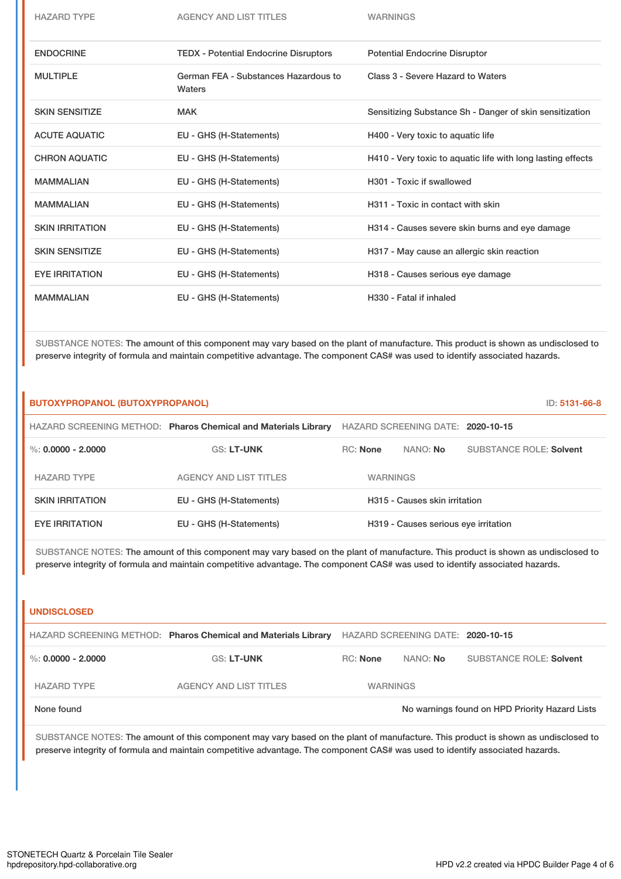| HAZARD TYPE | AGENCY AND LIST TITLES | WARNINGS |
|---|---|---|
| ENDOCRINE | TEDX - Potential Endocrine Disruptors | Potential Endocrine Disruptor |
| MULTIPLE | German FEA - Substances Hazardous to Waters | Class 3 - Severe Hazard to Waters |
| SKIN SENSITIZE | MAK | Sensitizing Substance Sh - Danger of skin sensitization |
| ACUTE AQUATIC | EU - GHS (H-Statements) | H400 - Very toxic to aquatic life |
| CHRON AQUATIC | EU - GHS (H-Statements) | H410 - Very toxic to aquatic life with long lasting effects |
| MAMMALIAN | EU - GHS (H-Statements) | H301 - Toxic if swallowed |
| MAMMALIAN | EU - GHS (H-Statements) | H311 - Toxic in contact with skin |
| SKIN IRRITATION | EU - GHS (H-Statements) | H314 - Causes severe skin burns and eye damage |
| SKIN SENSITIZE | EU - GHS (H-Statements) | H317 - May cause an allergic skin reaction |
| EYE IRRITATION | EU - GHS (H-Statements) | H318 - Causes serious eye damage |
| MAMMALIAN | EU - GHS (H-Statements) | H330 - Fatal if inhaled |

SUBSTANCE NOTES: The amount of this component may vary based on the plant of manufacture. This product is shown as undisclosed to preserve integrity of formula and maintain competitive advantage. The component CAS# was used to identify associated hazards.

## BUTOXYPROPANOL (BUTOXYPROPANOL)

ID: 5131-66-8

HAZARD SCREENING METHOD: **Pharos Chemical and Materials Library** HAZARD SCREENING DATE: **2020-10-15**

%: **0.0000 - 2.0000** GS: **LT-UNK** RC: **None** NANO: **No** SUBSTANCE ROLE: **Solvent**

| HAZARD TYPE | AGENCY AND LIST TITLES | WARNINGS |
|---|---|---|
| SKIN IRRITATION | EU - GHS (H-Statements) | H315 - Causes skin irritation |
| EYE IRRITATION | EU - GHS (H-Statements) | H319 - Causes serious eye irritation |

SUBSTANCE NOTES: The amount of this component may vary based on the plant of manufacture. This product is shown as undisclosed to preserve integrity of formula and maintain competitive advantage. The component CAS# was used to identify associated hazards.

## UNDISCLOSED

HAZARD SCREENING METHOD: **Pharos Chemical and Materials Library** HAZARD SCREENING DATE: **2020-10-15**

%: **0.0000 - 2.0000** GS: **LT-UNK** RC: **None** NANO: **No** SUBSTANCE ROLE: **Solvent**

| HAZARD TYPE | AGENCY AND LIST TITLES | WARNINGS |
|---|---|---|
| None found | | No warnings found on HPD Priority Hazard Lists |

SUBSTANCE NOTES: The amount of this component may vary based on the plant of manufacture. This product is shown as undisclosed to preserve integrity of formula and maintain competitive advantage. The component CAS# was used to identify associated hazards.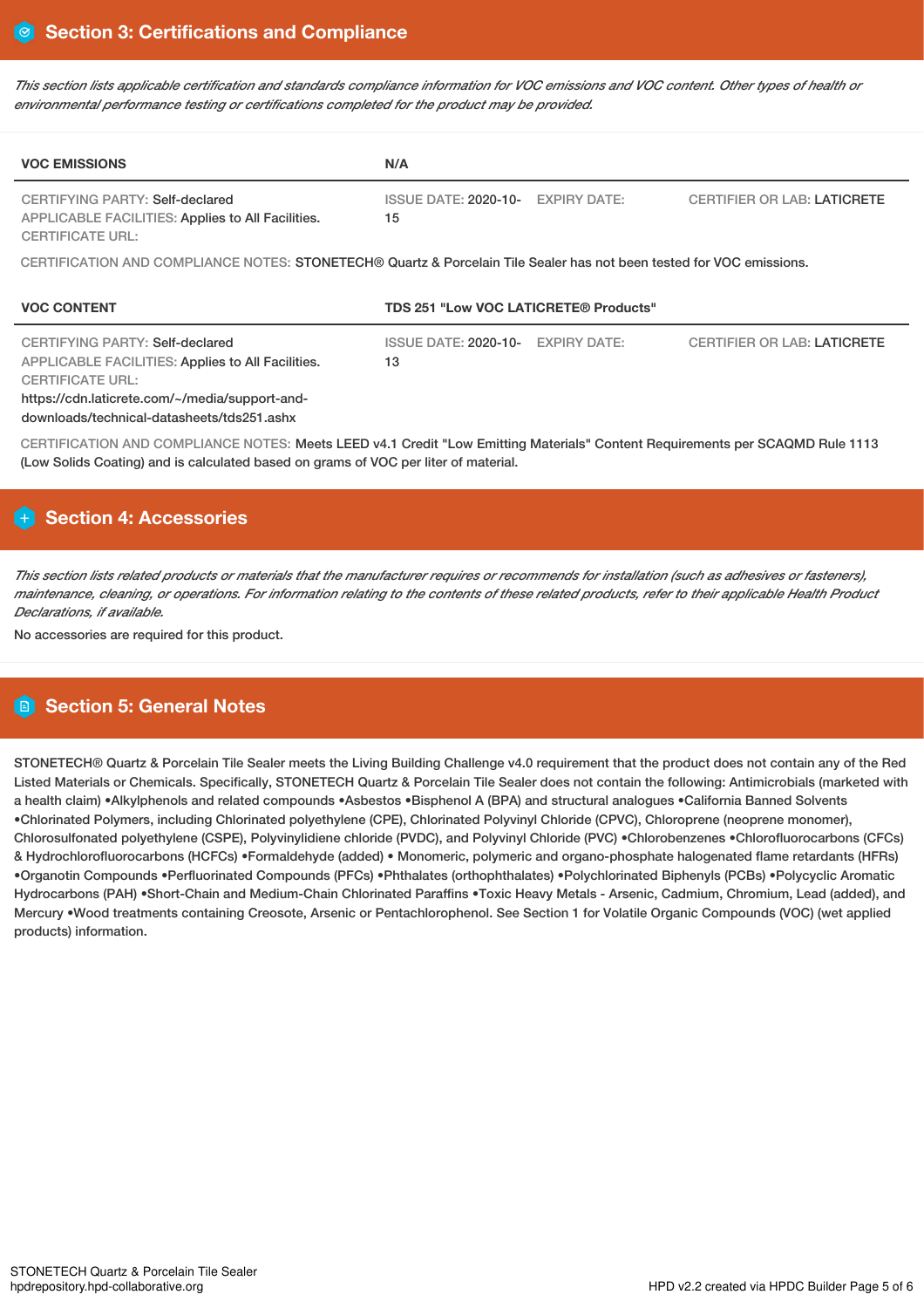## Section 3: Certifications and Compliance

*This section lists applicable certification and standards compliance information for VOC emissions and VOC content. Other types of health or environmental performance testing or certifications completed for the product may be provided.*

| VOC EMISSIONS | N/A | | |
|---|---|---|---|
| CERTIFYING PARTY: Self-declared<br>APPLICABLE FACILITIES: Applies to All Facilities.<br>CERTIFICATE URL: | ISSUE DATE: 2020-10-15 | EXPIRY DATE: | CERTIFIER OR LAB: LATICRETE |

CERTIFICATION AND COMPLIANCE NOTES: STONETECH® Quartz & Porcelain Tile Sealer has not been tested for VOC emissions.

| VOC CONTENT | TDS 251 "Low VOC LATICRETE® Products" | | |
|---|---|---|---|
| CERTIFYING PARTY: Self-declared<br>APPLICABLE FACILITIES: Applies to All Facilities.<br>CERTIFICATE URL:<br>https://cdn.laticrete.com/~/media/support-and-downloads/technical-datasheets/tds251.ashx | ISSUE DATE: 2020-10-13 | EXPIRY DATE: | CERTIFIER OR LAB: LATICRETE |

CERTIFICATION AND COMPLIANCE NOTES: Meets LEED v4.1 Credit "Low Emitting Materials" Content Requirements per SCAQMD Rule 1113 (Low Solids Coating) and is calculated based on grams of VOC per liter of material.

## Section 4: Accessories

*This section lists related products or materials that the manufacturer requires or recommends for installation (such as adhesives or fasteners), maintenance, cleaning, or operations. For information relating to the contents of these related products, refer to their applicable Health Product Declarations, if available.*

No accessories are required for this product.

## Section 5: General Notes

STONETECH® Quartz & Porcelain Tile Sealer meets the Living Building Challenge v4.0 requirement that the product does not contain any of the Red Listed Materials or Chemicals. Specifically, STONETECH Quartz & Porcelain Tile Sealer does not contain the following: Antimicrobials (marketed with a health claim) •Alkylphenols and related compounds •Asbestos •Bisphenol A (BPA) and structural analogues •California Banned Solvents •Chlorinated Polymers, including Chlorinated polyethylene (CPE), Chlorinated Polyvinyl Chloride (CPVC), Chloroprene (neoprene monomer), Chlorosulfonated polyethylene (CSPE), Polyvinylidiene chloride (PVDC), and Polyvinyl Chloride (PVC) •Chlorobenzenes •Chlorofluorocarbons (CFCs) & Hydrochlorofluorocarbons (HCFCs) •Formaldehyde (added) • Monomeric, polymeric and organo-phosphate halogenated flame retardants (HFRs) •Organotin Compounds •Perfluorinated Compounds (PFCs) •Phthalates (orthophthalates) •Polychlorinated Biphenyls (PCBs) •Polycyclic Aromatic Hydrocarbons (PAH) •Short-Chain and Medium-Chain Chlorinated Paraffins •Toxic Heavy Metals - Arsenic, Cadmium, Chromium, Lead (added), and Mercury •Wood treatments containing Creosote, Arsenic or Pentachlorophenol. See Section 1 for Volatile Organic Compounds (VOC) (wet applied products) information.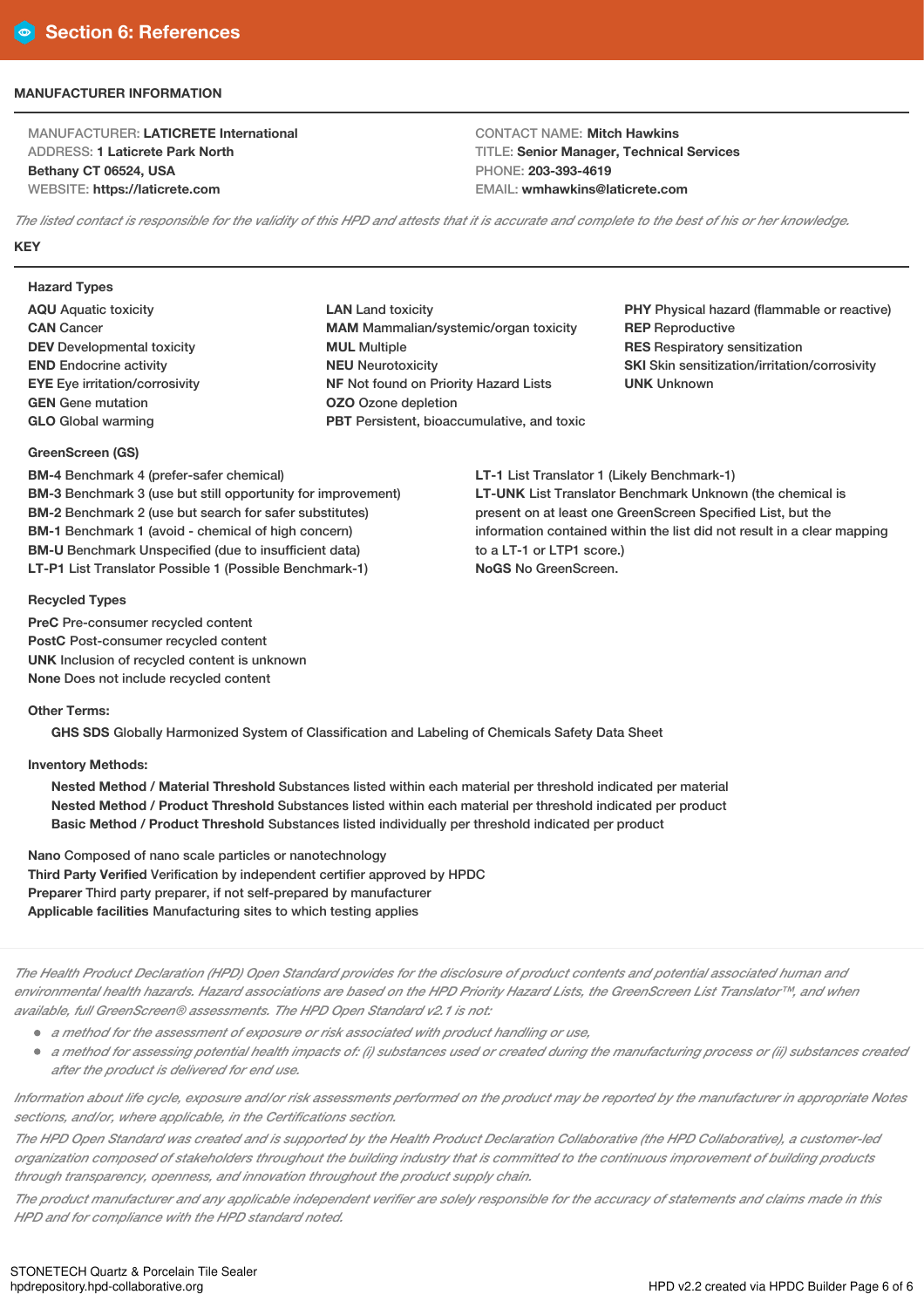# Section 6: References

## MANUFACTURER INFORMATION

MANUFACTURER: **LATICRETE International**
ADDRESS: **1 Laticrete Park North**
**Bethany CT 06524, USA**
WEBSITE: **https://laticrete.com**

CONTACT NAME: **Mitch Hawkins**
TITLE: **Senior Manager, Technical Services**
PHONE: **203-393-4619**
EMAIL: **wmhawkins@laticrete.com**

*The listed contact is responsible for the validity of this HPD and attests that it is accurate and complete to the best of his or her knowledge.*

## KEY

### Hazard Types

**AQU** Aquatic toxicity
**CAN** Cancer
**DEV** Developmental toxicity
**END** Endocrine activity
**EYE** Eye irritation/corrosivity
**GEN** Gene mutation
**GLO** Global warming
**LAN** Land toxicity
**MAM** Mammalian/systemic/organ toxicity
**MUL** Multiple
**NEU** Neurotoxicity
**NF** Not found on Priority Hazard Lists
**OZO** Ozone depletion
**PBT** Persistent, bioaccumulative, and toxic
**PHY** Physical hazard (flammable or reactive)
**REP** Reproductive
**RES** Respiratory sensitization
**SKI** Skin sensitization/irritation/corrosivity
**UNK** Unknown

### GreenScreen (GS)

**BM-4** Benchmark 4 (prefer-safer chemical)
**BM-3** Benchmark 3 (use but still opportunity for improvement)
**BM-2** Benchmark 2 (use but search for safer substitutes)
**BM-1** Benchmark 1 (avoid - chemical of high concern)
**BM-U** Benchmark Unspecified (due to insufficient data)
**LT-P1** List Translator Possible 1 (Possible Benchmark-1)
**LT-1** List Translator 1 (Likely Benchmark-1)
**LT-UNK** List Translator Benchmark Unknown (the chemical is present on at least one GreenScreen Specified List, but the information contained within the list did not result in a clear mapping to a LT-1 or LTP1 score.)
**NoGS** No GreenScreen.

### Recycled Types

**PreC** Pre-consumer recycled content
**PostC** Post-consumer recycled content
**UNK** Inclusion of recycled content is unknown
**None** Does not include recycled content

### Other Terms:

**GHS SDS** Globally Harmonized System of Classification and Labeling of Chemicals Safety Data Sheet

### Inventory Methods:

**Nested Method / Material Threshold** Substances listed within each material per threshold indicated per material
**Nested Method / Product Threshold** Substances listed within each material per threshold indicated per product
**Basic Method / Product Threshold** Substances listed individually per threshold indicated per product

**Nano** Composed of nano scale particles or nanotechnology
**Third Party Verified** Verification by independent certifier approved by HPDC
**Preparer** Third party preparer, if not self-prepared by manufacturer
**Applicable facilities** Manufacturing sites to which testing applies

*The Health Product Declaration (HPD) Open Standard provides for the disclosure of product contents and potential associated human and environmental health hazards. Hazard associations are based on the HPD Priority Hazard Lists, the GreenScreen List Translator™, and when available, full GreenScreen® assessments. The HPD Open Standard v2.1 is not:*

- *a method for the assessment of exposure or risk associated with product handling or use,*
- *a method for assessing potential health impacts of: (i) substances used or created during the manufacturing process or (ii) substances created after the product is delivered for end use.*

*Information about life cycle, exposure and/or risk assessments performed on the product may be reported by the manufacturer in appropriate Notes sections, and/or, where applicable, in the Certifications section.*

*The HPD Open Standard was created and is supported by the Health Product Declaration Collaborative (the HPD Collaborative), a customer-led organization composed of stakeholders throughout the building industry that is committed to the continuous improvement of building products through transparency, openness, and innovation throughout the product supply chain.*

*The product manufacturer and any applicable independent verifier are solely responsible for the accuracy of statements and claims made in this HPD and for compliance with the HPD standard noted.*